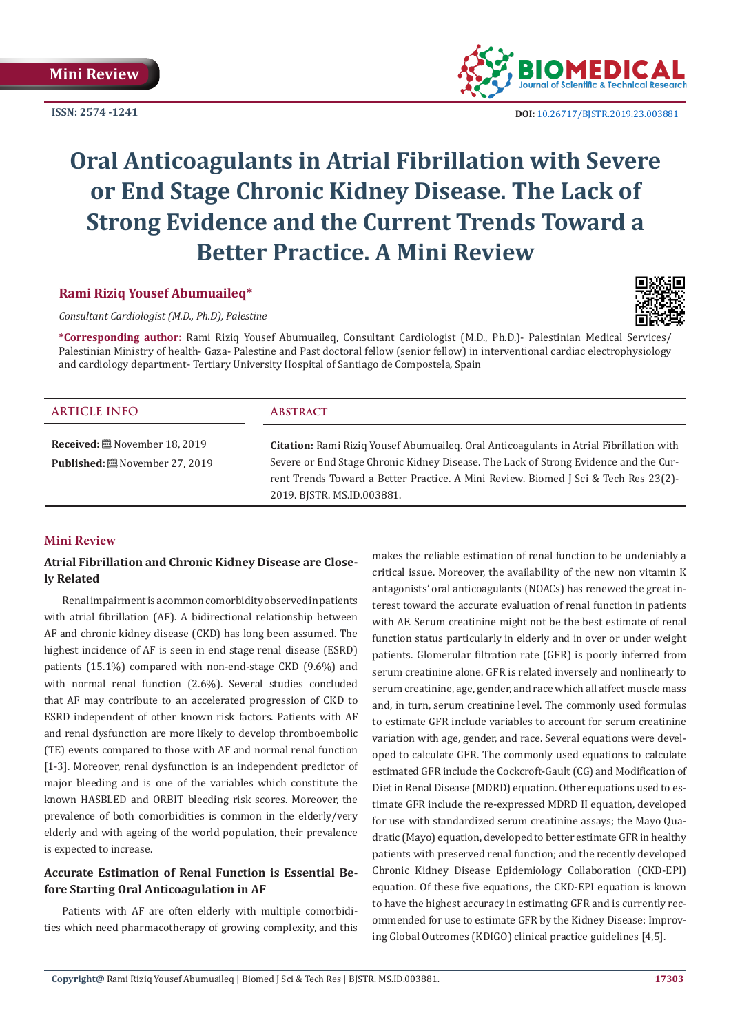Mini Review

ISSN: 2574 -1241

DOI: 10.26717/BJSTR.2019.23.003881

# Oral Anticoagulants in Atrial Fibrillation with Severe or End Stage Chronic Kidney Disease. The Lack of Strong Evidence and the Current Trends Toward a Better Practice. A Mini Review

**Rami Riziq Yousef Abumuaileq***

*Consultant Cardiologist (M.D., Ph.D), Palestine*

**\*Corresponding author:** Rami Riziq Yousef Abumuaileq, Consultant Cardiologist (M.D., Ph.D.)- Palestinian Medical Services/ Palestinian Ministry of health- Gaza- Palestine and Past doctoral fellow (senior fellow) in interventional cardiac electrophysiology and cardiology department- Tertiary University Hospital of Santiago de Compostela, Spain

## ARTICLE INFO

**Received:** November 18, 2019

**Published:** November 27, 2019

## Abstract

**Citation:** Rami Riziq Yousef Abumuaileq. Oral Anticoagulants in Atrial Fibrillation with Severe or End Stage Chronic Kidney Disease. The Lack of Strong Evidence and the Current Trends Toward a Better Practice. A Mini Review. Biomed J Sci & Tech Res 23(2)-2019. BJSTR. MS.ID.003881.

## Mini Review

### Atrial Fibrillation and Chronic Kidney Disease are Closely Related

Renal impairment is a common comorbidity observed in patients with atrial fibrillation (AF). A bidirectional relationship between AF and chronic kidney disease (CKD) has long been assumed. The highest incidence of AF is seen in end stage renal disease (ESRD) patients (15.1%) compared with non-end-stage CKD (9.6%) and with normal renal function (2.6%). Several studies concluded that AF may contribute to an accelerated progression of CKD to ESRD independent of other known risk factors. Patients with AF and renal dysfunction are more likely to develop thromboembolic (TE) events compared to those with AF and normal renal function [1-3]. Moreover, renal dysfunction is an independent predictor of major bleeding and is one of the variables which constitute the known HASBLED and ORBIT bleeding risk scores. Moreover, the prevalence of both comorbidities is common in the elderly/very elderly and with ageing of the world population, their prevalence is expected to increase.

### Accurate Estimation of Renal Function is Essential Before Starting Oral Anticoagulation in AF

Patients with AF are often elderly with multiple comorbidities which need pharmacotherapy of growing complexity, and this makes the reliable estimation of renal function to be undeniably a critical issue. Moreover, the availability of the new non vitamin K antagonists' oral anticoagulants (NOACs) has renewed the great interest toward the accurate evaluation of renal function in patients with AF. Serum creatinine might not be the best estimate of renal function status particularly in elderly and in over or under weight patients. Glomerular filtration rate (GFR) is poorly inferred from serum creatinine alone. GFR is related inversely and nonlinearly to serum creatinine, age, gender, and race which all affect muscle mass and, in turn, serum creatinine level. The commonly used formulas to estimate GFR include variables to account for serum creatinine variation with age, gender, and race. Several equations were developed to calculate GFR. The commonly used equations to calculate estimated GFR include the Cockcroft-Gault (CG) and Modification of Diet in Renal Disease (MDRD) equation. Other equations used to estimate GFR include the re-expressed MDRD II equation, developed for use with standardized serum creatinine assays; the Mayo Quadratic (Mayo) equation, developed to better estimate GFR in healthy patients with preserved renal function; and the recently developed Chronic Kidney Disease Epidemiology Collaboration (CKD-EPI) equation. Of these five equations, the CKD-EPI equation is known to have the highest accuracy in estimating GFR and is currently recommended for use to estimate GFR by the Kidney Disease: Improving Global Outcomes (KDIGO) clinical practice guidelines [4,5].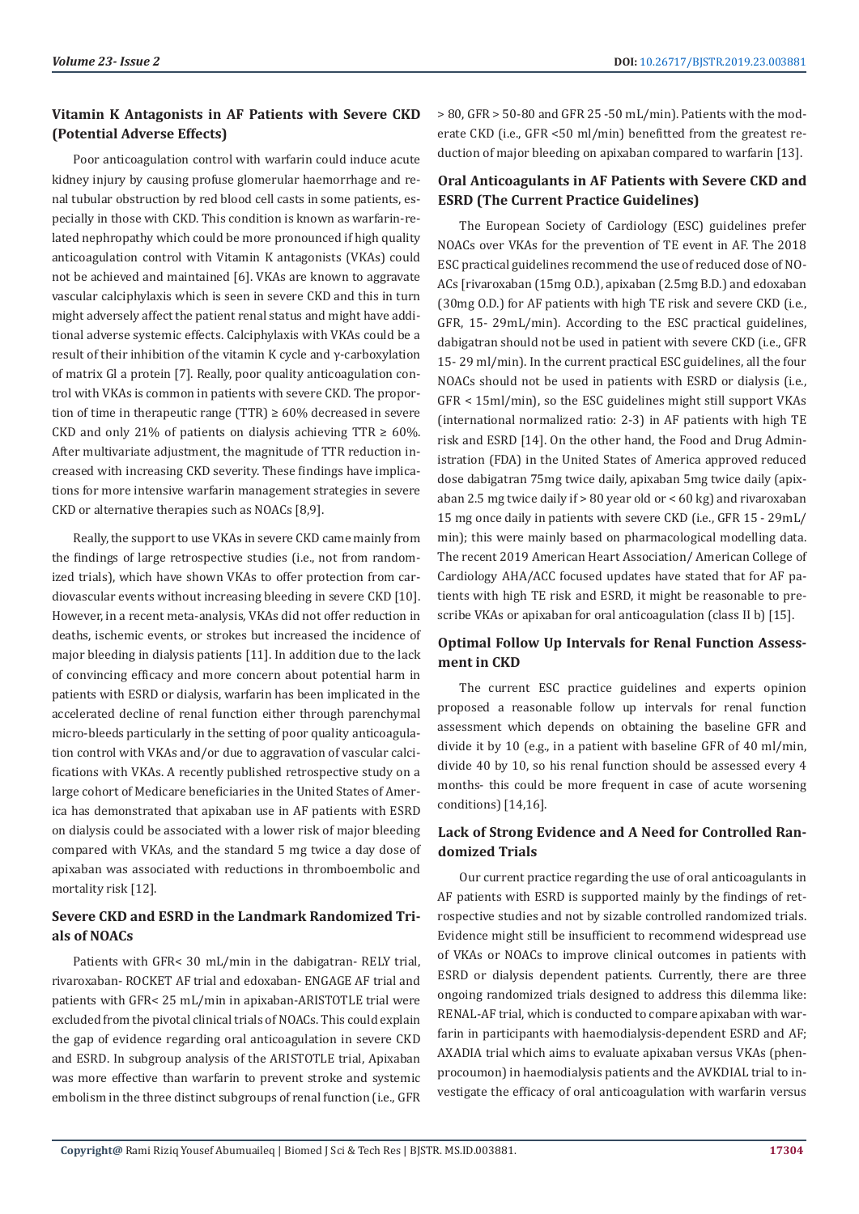## Vitamin K Antagonists in AF Patients with Severe CKD (Potential Adverse Effects)

Poor anticoagulation control with warfarin could induce acute kidney injury by causing profuse glomerular haemorrhage and renal tubular obstruction by red blood cell casts in some patients, especially in those with CKD. This condition is known as warfarin-related nephropathy which could be more pronounced if high quality anticoagulation control with Vitamin K antagonists (VKAs) could not be achieved and maintained [6]. VKAs are known to aggravate vascular calciphylaxis which is seen in severe CKD and this in turn might adversely affect the patient renal status and might have additional adverse systemic effects. Calciphylaxis with VKAs could be a result of their inhibition of the vitamin K cycle and γ-carboxylation of matrix Gl a protein [7]. Really, poor quality anticoagulation control with VKAs is common in patients with severe CKD. The proportion of time in therapeutic range (TTR) ≥ 60% decreased in severe CKD and only 21% of patients on dialysis achieving TTR ≥ 60%. After multivariate adjustment, the magnitude of TTR reduction increased with increasing CKD severity. These findings have implications for more intensive warfarin management strategies in severe CKD or alternative therapies such as NOACs [8,9].

Really, the support to use VKAs in severe CKD came mainly from the findings of large retrospective studies (i.e., not from randomized trials), which have shown VKAs to offer protection from cardiovascular events without increasing bleeding in severe CKD [10]. However, in a recent meta-analysis, VKAs did not offer reduction in deaths, ischemic events, or strokes but increased the incidence of major bleeding in dialysis patients [11]. In addition due to the lack of convincing efficacy and more concern about potential harm in patients with ESRD or dialysis, warfarin has been implicated in the accelerated decline of renal function either through parenchymal micro-bleeds particularly in the setting of poor quality anticoagulation control with VKAs and/or due to aggravation of vascular calcifications with VKAs. A recently published retrospective study on a large cohort of Medicare beneficiaries in the United States of America has demonstrated that apixaban use in AF patients with ESRD on dialysis could be associated with a lower risk of major bleeding compared with VKAs, and the standard 5 mg twice a day dose of apixaban was associated with reductions in thromboembolic and mortality risk [12].

## Severe CKD and ESRD in the Landmark Randomized Trials of NOACs

Patients with GFR< 30 mL/min in the dabigatran- RELY trial, rivaroxaban- ROCKET AF trial and edoxaban- ENGAGE AF trial and patients with GFR< 25 mL/min in apixaban-ARISTOTLE trial were excluded from the pivotal clinical trials of NOACs. This could explain the gap of evidence regarding oral anticoagulation in severe CKD and ESRD. In subgroup analysis of the ARISTOTLE trial, Apixaban was more effective than warfarin to prevent stroke and systemic embolism in the three distinct subgroups of renal function (i.e., GFR > 80, GFR > 50-80 and GFR 25 -50 mL/min). Patients with the moderate CKD (i.e., GFR <50 ml/min) benefitted from the greatest reduction of major bleeding on apixaban compared to warfarin [13].

## Oral Anticoagulants in AF Patients with Severe CKD and ESRD (The Current Practice Guidelines)

The European Society of Cardiology (ESC) guidelines prefer NOACs over VKAs for the prevention of TE event in AF. The 2018 ESC practical guidelines recommend the use of reduced dose of NOACs [rivaroxaban (15mg O.D.), apixaban (2.5mg B.D.) and edoxaban (30mg O.D.) for AF patients with high TE risk and severe CKD (i.e., GFR, 15- 29mL/min). According to the ESC practical guidelines, dabigatran should not be used in patient with severe CKD (i.e., GFR 15- 29 ml/min). In the current practical ESC guidelines, all the four NOACs should not be used in patients with ESRD or dialysis (i.e., GFR < 15ml/min), so the ESC guidelines might still support VKAs (international normalized ratio: 2-3) in AF patients with high TE risk and ESRD [14]. On the other hand, the Food and Drug Administration (FDA) in the United States of America approved reduced dose dabigatran 75mg twice daily, apixaban 5mg twice daily (apixaban 2.5 mg twice daily if > 80 year old or < 60 kg) and rivaroxaban 15 mg once daily in patients with severe CKD (i.e., GFR 15 - 29mL/min); this were mainly based on pharmacological modelling data. The recent 2019 American Heart Association/ American College of Cardiology AHA/ACC focused updates have stated that for AF patients with high TE risk and ESRD, it might be reasonable to prescribe VKAs or apixaban for oral anticoagulation (class II b) [15].

## Optimal Follow Up Intervals for Renal Function Assessment in CKD

The current ESC practice guidelines and experts opinion proposed a reasonable follow up intervals for renal function assessment which depends on obtaining the baseline GFR and divide it by 10 (e.g., in a patient with baseline GFR of 40 ml/min, divide 40 by 10, so his renal function should be assessed every 4 months- this could be more frequent in case of acute worsening conditions) [14,16].

## Lack of Strong Evidence and A Need for Controlled Randomized Trials

Our current practice regarding the use of oral anticoagulants in AF patients with ESRD is supported mainly by the findings of retrospective studies and not by sizable controlled randomized trials. Evidence might still be insufficient to recommend widespread use of VKAs or NOACs to improve clinical outcomes in patients with ESRD or dialysis dependent patients. Currently, there are three ongoing randomized trials designed to address this dilemma like: RENAL-AF trial, which is conducted to compare apixaban with warfarin in participants with haemodialysis-dependent ESRD and AF; AXADIA trial which aims to evaluate apixaban versus VKAs (phenprocoumon) in haemodialysis patients and the AVKDIAL trial to investigate the efficacy of oral anticoagulation with warfarin versus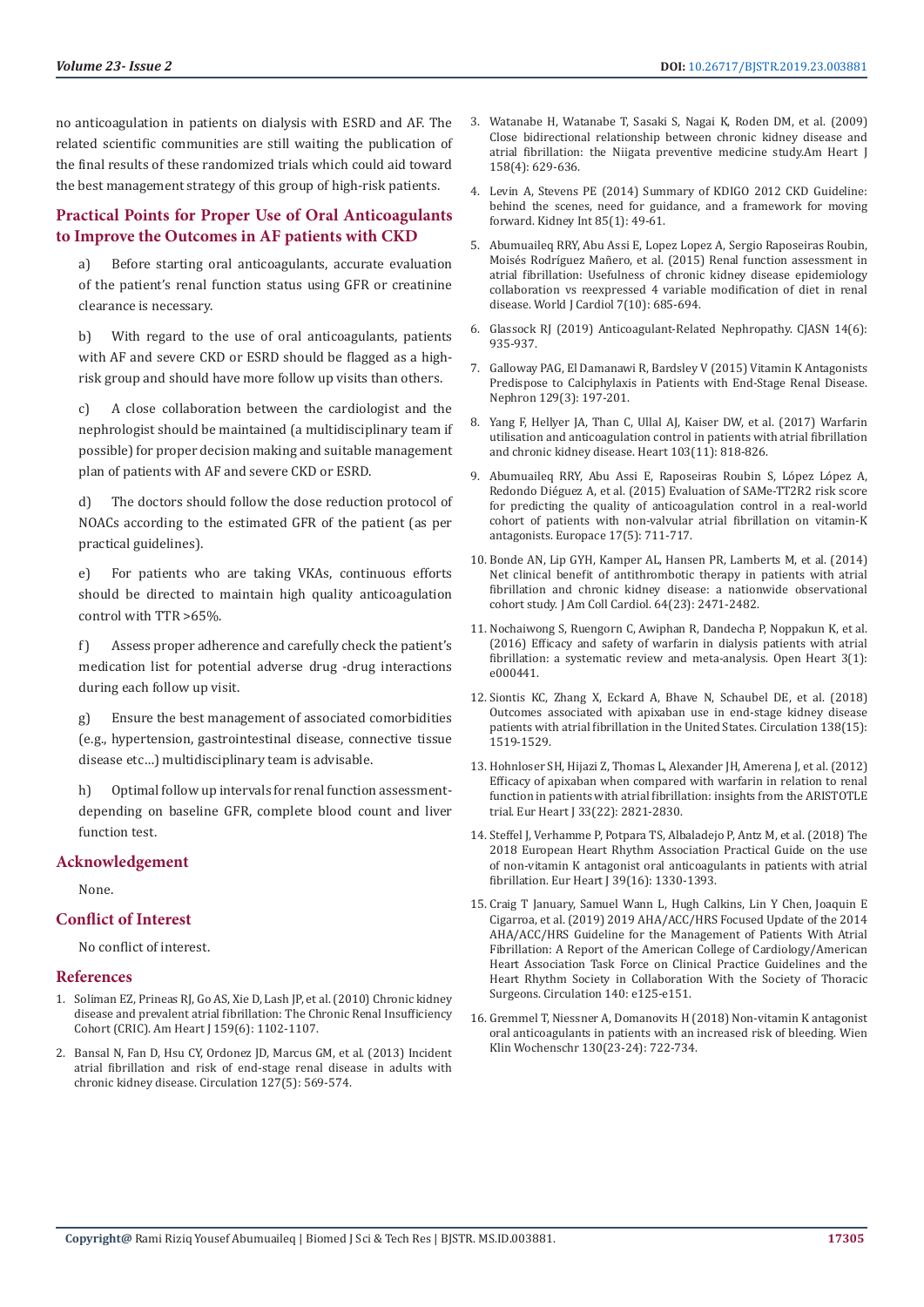no anticoagulation in patients on dialysis with ESRD and AF. The related scientific communities are still waiting the publication of the final results of these randomized trials which could aid toward the best management strategy of this group of high-risk patients.

## Practical Points for Proper Use of Oral Anticoagulants to Improve the Outcomes in AF patients with CKD

a) Before starting oral anticoagulants, accurate evaluation of the patient's renal function status using GFR or creatinine clearance is necessary.

b) With regard to the use of oral anticoagulants, patients with AF and severe CKD or ESRD should be flagged as a high-risk group and should have more follow up visits than others.

c) A close collaboration between the cardiologist and the nephrologist should be maintained (a multidisciplinary team if possible) for proper decision making and suitable management plan of patients with AF and severe CKD or ESRD.

d) The doctors should follow the dose reduction protocol of NOACs according to the estimated GFR of the patient (as per practical guidelines).

e) For patients who are taking VKAs, continuous efforts should be directed to maintain high quality anticoagulation control with TTR >65%.

f) Assess proper adherence and carefully check the patient's medication list for potential adverse drug -drug interactions during each follow up visit.

g) Ensure the best management of associated comorbidities (e.g., hypertension, gastrointestinal disease, connective tissue disease etc…) multidisciplinary team is advisable.

h) Optimal follow up intervals for renal function assessment- depending on baseline GFR, complete blood count and liver function test.

## Acknowledgement

None.

## Conflict of Interest

No conflict of interest.

## References

1. Soliman EZ, Prineas RJ, Go AS, Xie D, Lash JP, et al. (2010) Chronic kidney disease and prevalent atrial fibrillation: The Chronic Renal Insufficiency Cohort (CRIC). Am Heart J 159(6): 1102-1107.
2. Bansal N, Fan D, Hsu CY, Ordonez JD, Marcus GM, et al. (2013) Incident atrial fibrillation and risk of end-stage renal disease in adults with chronic kidney disease. Circulation 127(5): 569-574.
3. Watanabe H, Watanabe T, Sasaki S, Nagai K, Roden DM, et al. (2009) Close bidirectional relationship between chronic kidney disease and atrial fibrillation: the Niigata preventive medicine study.Am Heart J 158(4): 629-636.
4. Levin A, Stevens PE (2014) Summary of KDIGO 2012 CKD Guideline: behind the scenes, need for guidance, and a framework for moving forward. Kidney Int 85(1): 49-61.
5. Abumuaileq RRY, Abu Assi E, Lopez Lopez A, Sergio Raposeiras Roubin, Moisés Rodríguez Mañero, et al. (2015) Renal function assessment in atrial fibrillation: Usefulness of chronic kidney disease epidemiology collaboration vs reexpressed 4 variable modification of diet in renal disease. World J Cardiol 7(10): 685-694.
6. Glassock RJ (2019) Anticoagulant-Related Nephropathy. CJASN 14(6): 935-937.
7. Galloway PAG, El Damanawi R, Bardsley V (2015) Vitamin K Antagonists Predispose to Calciphylaxis in Patients with End-Stage Renal Disease. Nephron 129(3): 197-201.
8. Yang F, Hellyer JA, Than C, Ullal AJ, Kaiser DW, et al. (2017) Warfarin utilisation and anticoagulation control in patients with atrial fibrillation and chronic kidney disease. Heart 103(11): 818-826.
9. Abumuaileq RRY, Abu Assi E, Raposeiras Roubin S, López López A, Redondo Diéguez A, et al. (2015) Evaluation of SAMe-TT2R2 risk score for predicting the quality of anticoagulation control in a real-world cohort of patients with non-valvular atrial fibrillation on vitamin-K antagonists. Europace 17(5): 711-717.
10. Bonde AN, Lip GYH, Kamper AL, Hansen PR, Lamberts M, et al. (2014) Net clinical benefit of antithrombotic therapy in patients with atrial fibrillation and chronic kidney disease: a nationwide observational cohort study. J Am Coll Cardiol. 64(23): 2471-2482.
11. Nochaiwong S, Ruengorn C, Awiphan R, Dandecha P, Noppakun K, et al. (2016) Efficacy and safety of warfarin in dialysis patients with atrial fibrillation: a systematic review and meta-analysis. Open Heart 3(1): e000441.
12. Siontis KC, Zhang X, Eckard A, Bhave N, Schaubel DE, et al. (2018) Outcomes associated with apixaban use in end-stage kidney disease patients with atrial fibrillation in the United States. Circulation 138(15): 1519-1529.
13. Hohnloser SH, Hijazi Z, Thomas L, Alexander JH, Amerena J, et al. (2012) Efficacy of apixaban when compared with warfarin in relation to renal function in patients with atrial fibrillation: insights from the ARISTOTLE trial. Eur Heart J 33(22): 2821-2830.
14. Steffel J, Verhamme P, Potpara TS, Albaladejo P, Antz M, et al. (2018) The 2018 European Heart Rhythm Association Practical Guide on the use of non-vitamin K antagonist oral anticoagulants in patients with atrial fibrillation. Eur Heart J 39(16): 1330-1393.
15. Craig T January, Samuel Wann L, Hugh Calkins, Lin Y Chen, Joaquin E Cigarroa, et al. (2019) 2019 AHA/ACC/HRS Focused Update of the 2014 AHA/ACC/HRS Guideline for the Management of Patients With Atrial Fibrillation: A Report of the American College of Cardiology/American Heart Association Task Force on Clinical Practice Guidelines and the Heart Rhythm Society in Collaboration With the Society of Thoracic Surgeons. Circulation 140: e125-e151.
16. Gremmel T, Niessner A, Domanovits H (2018) Non-vitamin K antagonist oral anticoagulants in patients with an increased risk of bleeding. Wien Klin Wochenschr 130(23-24): 722-734.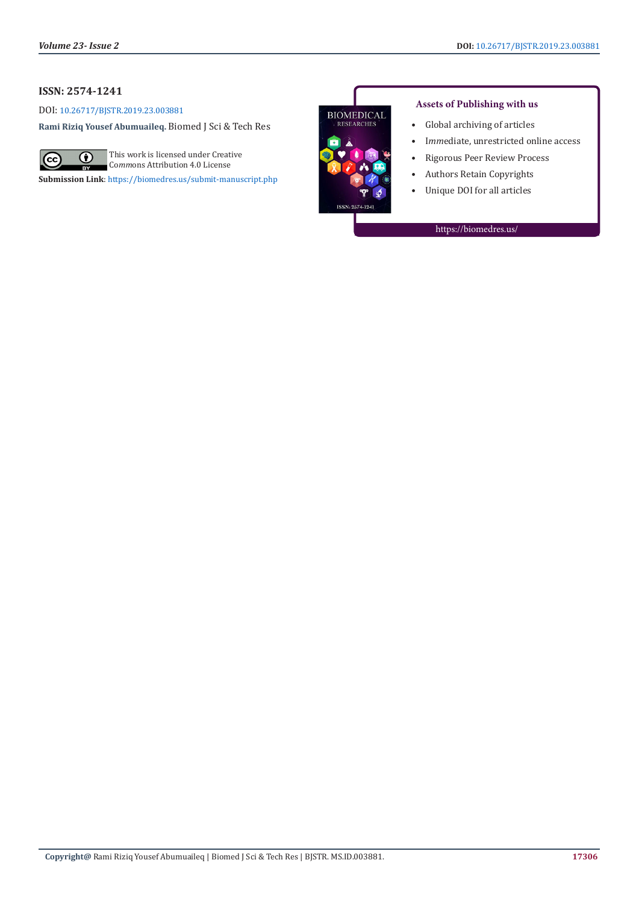**ISSN: 2574-1241**

DOI: 10.26717/BJSTR.2019.23.003881

**Rami Riziq Yousef Abumuaileq.** Biomed J Sci & Tech Res

This work is licensed under Creative Commons Attribution 4.0 License

**Submission Link**: https://biomedres.us/submit-manuscript.php

### Assets of Publishing with us

- Global archiving of articles
- Immediate, unrestricted online access
- Rigorous Peer Review Process
- Authors Retain Copyrights
- Unique DOI for all articles

https://biomedres.us/